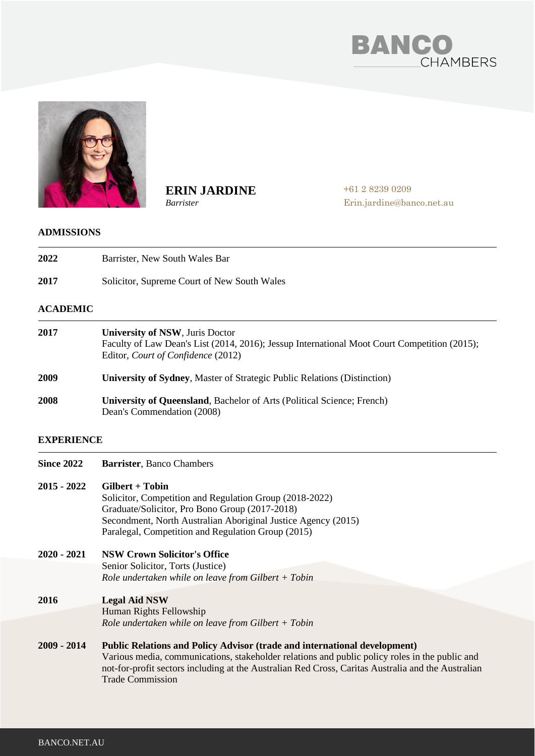# ERIN JARDINE

*Barrister*

+61 2 8239 0209
Erin.jardine@banco.net.au

## ADMISSIONS

| | |
|---|---|
| **2022** | Barrister, New South Wales Bar |
| **2017** | Solicitor, Supreme Court of New South Wales |

## ACADEMIC

| | |
|---|---|
| **2017** | **University of NSW**, Juris Doctor<br>Faculty of Law Dean's List (2014, 2016); Jessup International Moot Court Competition (2015); Editor, *Court of Confidence* (2012) |
| **2009** | **University of Sydney**, Master of Strategic Public Relations (Distinction) |
| **2008** | **University of Queensland**, Bachelor of Arts (Political Science; French)<br>Dean's Commendation (2008) |

## EXPERIENCE

| | |
|---|---|
| **Since 2022** | **Barrister**, Banco Chambers |
| **2015 - 2022** | **Gilbert + Tobin**<br>Solicitor, Competition and Regulation Group (2018-2022)<br>Graduate/Solicitor, Pro Bono Group (2017-2018)<br>Secondment, North Australian Aboriginal Justice Agency (2015)<br>Paralegal, Competition and Regulation Group (2015) |
| **2020 - 2021** | **NSW Crown Solicitor's Office**<br>Senior Solicitor, Torts (Justice)<br>*Role undertaken while on leave from Gilbert + Tobin* |
| **2016** | **Legal Aid NSW**<br>Human Rights Fellowship<br>*Role undertaken while on leave from Gilbert + Tobin* |
| **2009 - 2014** | **Public Relations and Policy Advisor (trade and international development)**<br>Various media, communications, stakeholder relations and public policy roles in the public and not-for-profit sectors including at the Australian Red Cross, Caritas Australia and the Australian Trade Commission |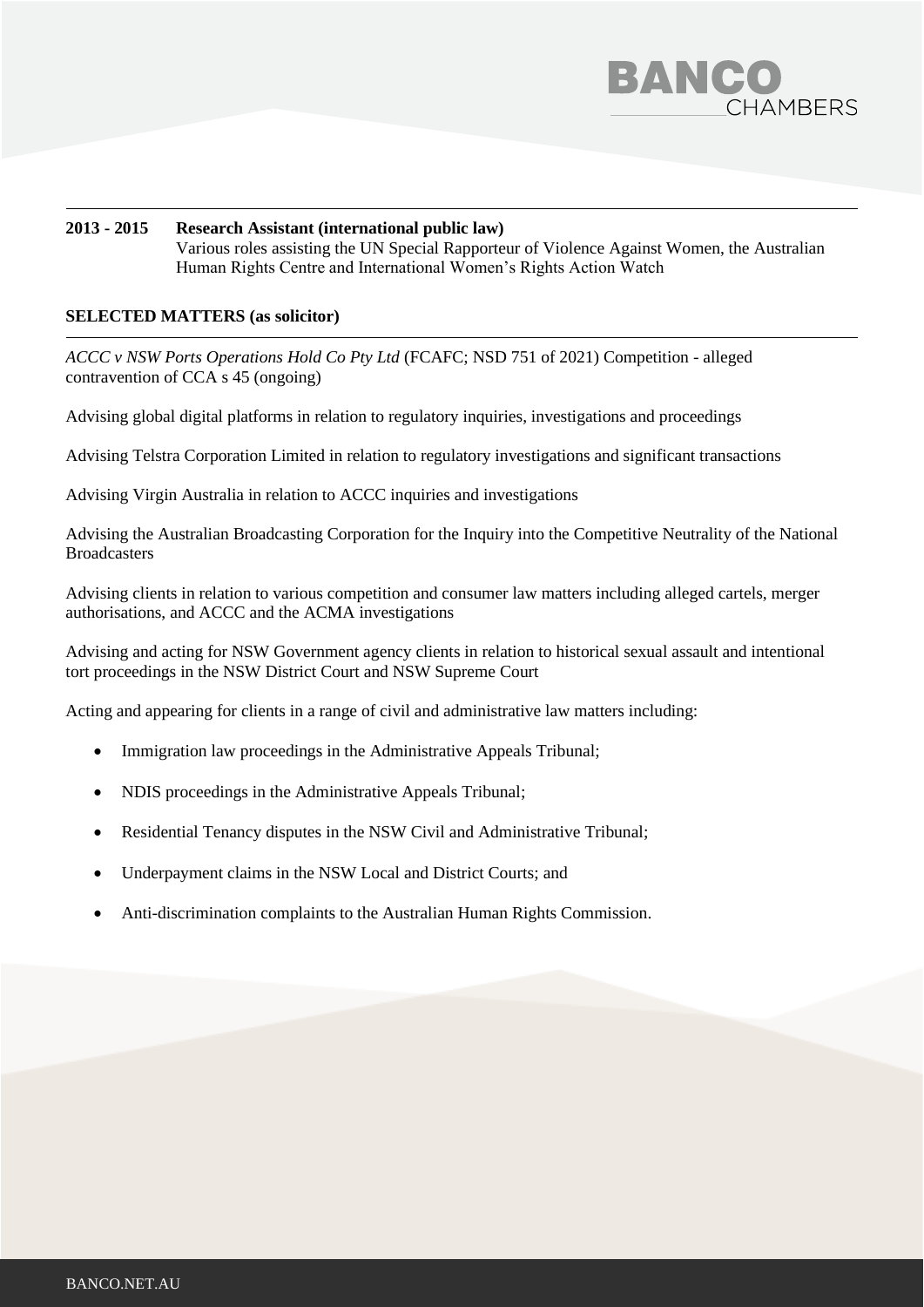**2013 - 2015** **Research Assistant (international public law)**
Various roles assisting the UN Special Rapporteur of Violence Against Women, the Australian Human Rights Centre and International Women's Rights Action Watch

## SELECTED MATTERS (as solicitor)

*ACCC v NSW Ports Operations Hold Co Pty Ltd* (FCAFC; NSD 751 of 2021) Competition - alleged contravention of CCA s 45 (ongoing)

Advising global digital platforms in relation to regulatory inquiries, investigations and proceedings

Advising Telstra Corporation Limited in relation to regulatory investigations and significant transactions

Advising Virgin Australia in relation to ACCC inquiries and investigations

Advising the Australian Broadcasting Corporation for the Inquiry into the Competitive Neutrality of the National Broadcasters

Advising clients in relation to various competition and consumer law matters including alleged cartels, merger authorisations, and ACCC and the ACMA investigations

Advising and acting for NSW Government agency clients in relation to historical sexual assault and intentional tort proceedings in the NSW District Court and NSW Supreme Court

Acting and appearing for clients in a range of civil and administrative law matters including:

- Immigration law proceedings in the Administrative Appeals Tribunal;
- NDIS proceedings in the Administrative Appeals Tribunal;
- Residential Tenancy disputes in the NSW Civil and Administrative Tribunal;
- Underpayment claims in the NSW Local and District Courts; and
- Anti-discrimination complaints to the Australian Human Rights Commission.